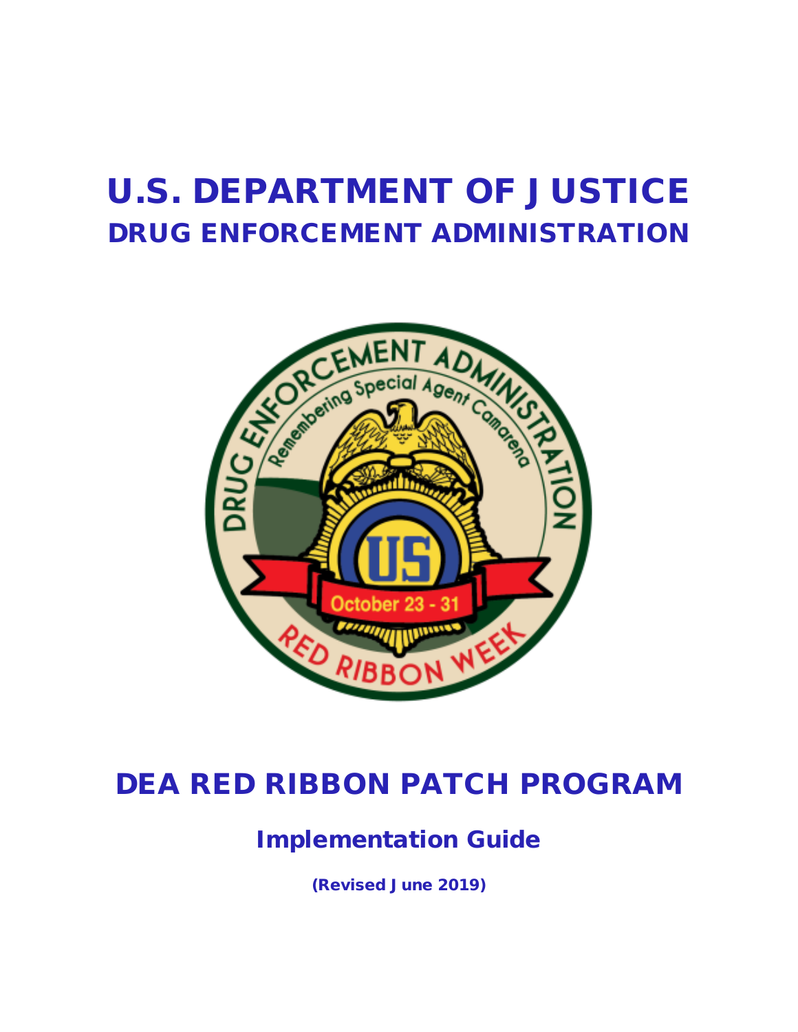# U.S. DEPARTMENT OF JUSTICE

## DRUG ENFORCEMENT ADMINISTRATION

# DEA RED RIBBON PATCH PROGRAM

## Implementation Guide

**(Revised June 2019)**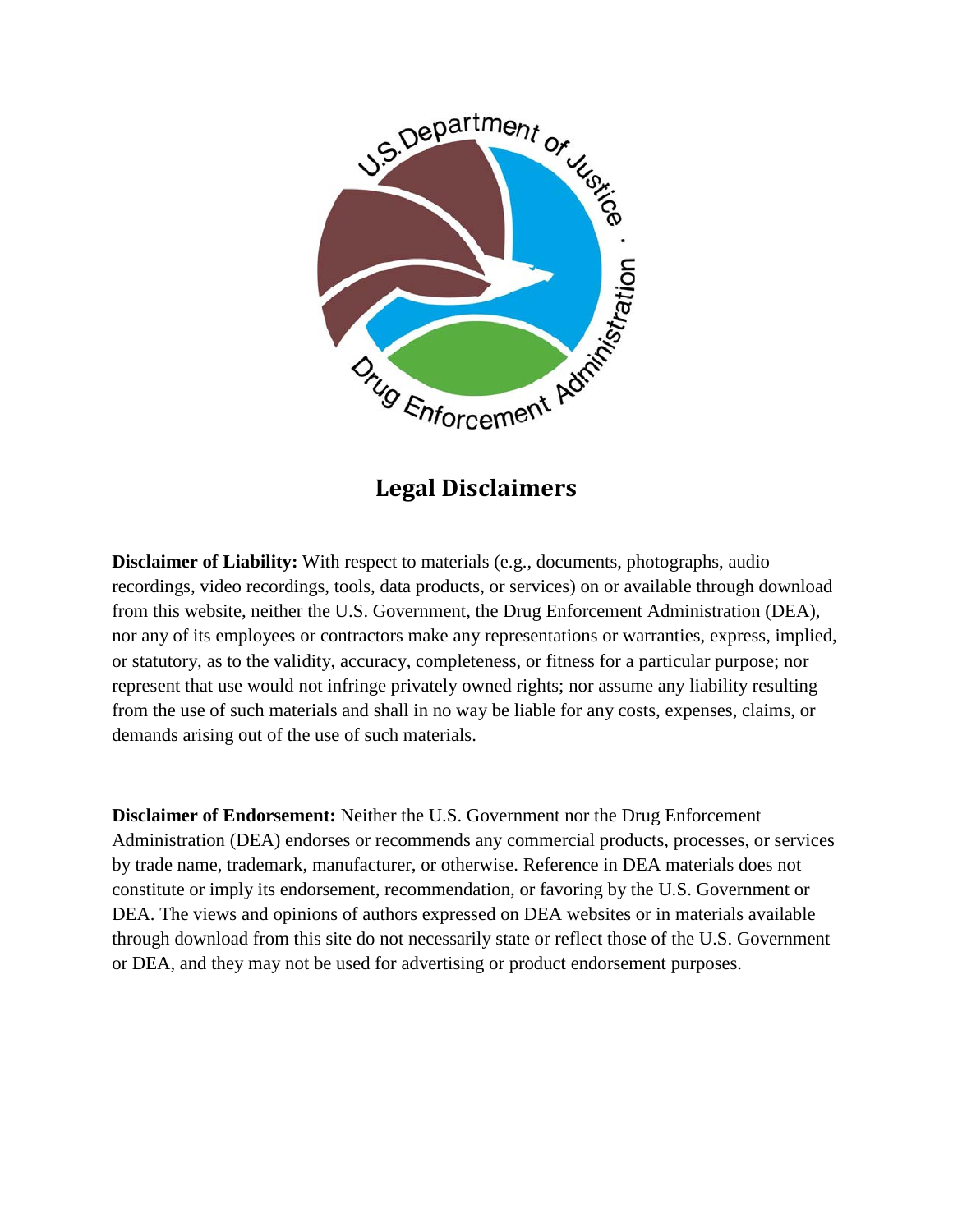# Legal Disclaimers

**Disclaimer of Liability:** With respect to materials (e.g., documents, photographs, audio recordings, video recordings, tools, data products, or services) on or available through download from this website, neither the U.S. Government, the Drug Enforcement Administration (DEA), nor any of its employees or contractors make any representations or warranties, express, implied, or statutory, as to the validity, accuracy, completeness, or fitness for a particular purpose; nor represent that use would not infringe privately owned rights; nor assume any liability resulting from the use of such materials and shall in no way be liable for any costs, expenses, claims, or demands arising out of the use of such materials.

**Disclaimer of Endorsement:** Neither the U.S. Government nor the Drug Enforcement Administration (DEA) endorses or recommends any commercial products, processes, or services by trade name, trademark, manufacturer, or otherwise. Reference in DEA materials does not constitute or imply its endorsement, recommendation, or favoring by the U.S. Government or DEA. The views and opinions of authors expressed on DEA websites or in materials available through download from this site do not necessarily state or reflect those of the U.S. Government or DEA, and they may not be used for advertising or product endorsement purposes.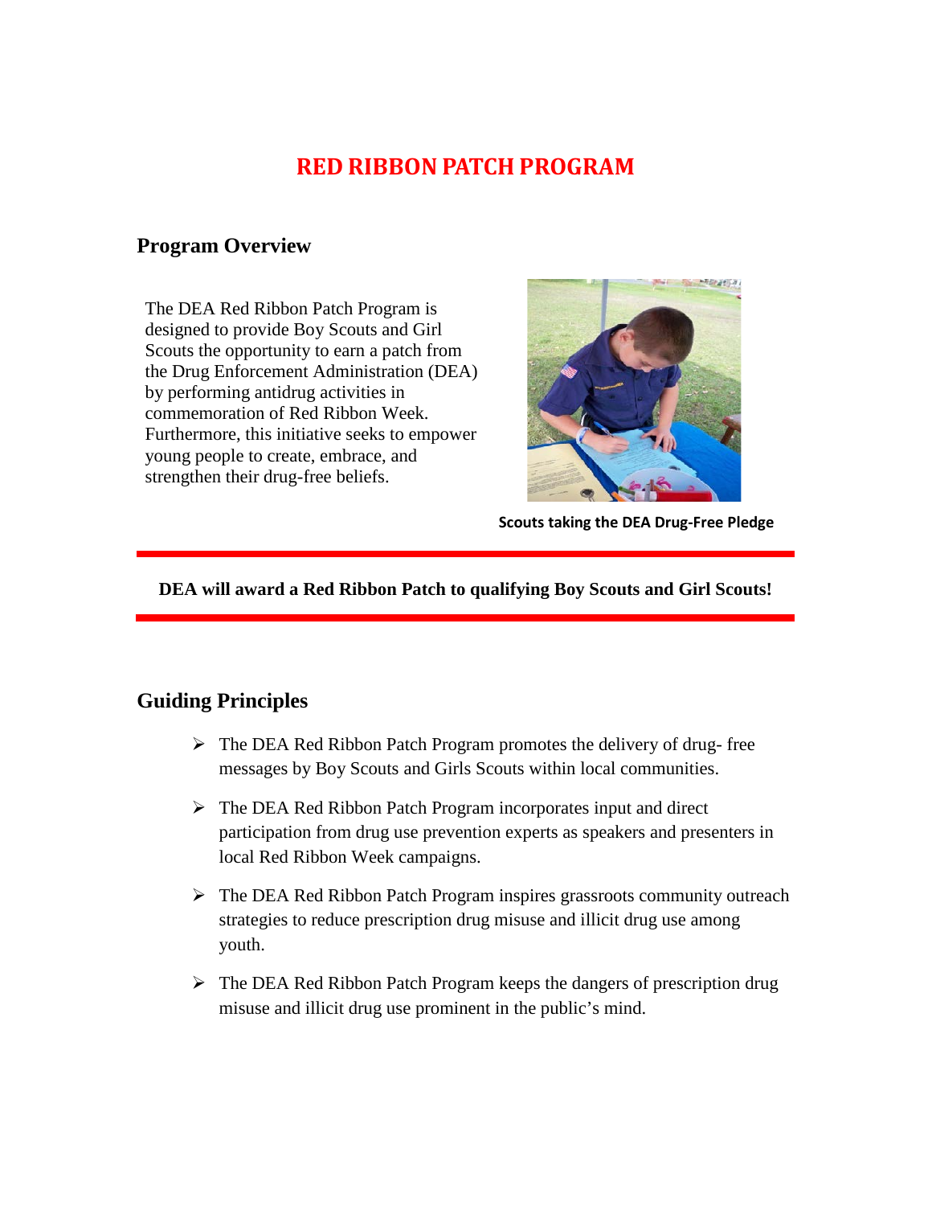# RED RIBBON PATCH PROGRAM

## Program Overview

The DEA Red Ribbon Patch Program is designed to provide Boy Scouts and Girl Scouts the opportunity to earn a patch from the Drug Enforcement Administration (DEA) by performing antidrug activities in commemoration of Red Ribbon Week. Furthermore, this initiative seeks to empower young people to create, embrace, and strengthen their drug-free beliefs.

**Scouts taking the DEA Drug-Free Pledge**

---

**DEA will award a Red Ribbon Patch to qualifying Boy Scouts and Girl Scouts!**

---

## Guiding Principles

- The DEA Red Ribbon Patch Program promotes the delivery of drug- free messages by Boy Scouts and Girls Scouts within local communities.
- The DEA Red Ribbon Patch Program incorporates input and direct participation from drug use prevention experts as speakers and presenters in local Red Ribbon Week campaigns.
- The DEA Red Ribbon Patch Program inspires grassroots community outreach strategies to reduce prescription drug misuse and illicit drug use among youth.
- The DEA Red Ribbon Patch Program keeps the dangers of prescription drug misuse and illicit drug use prominent in the public's mind.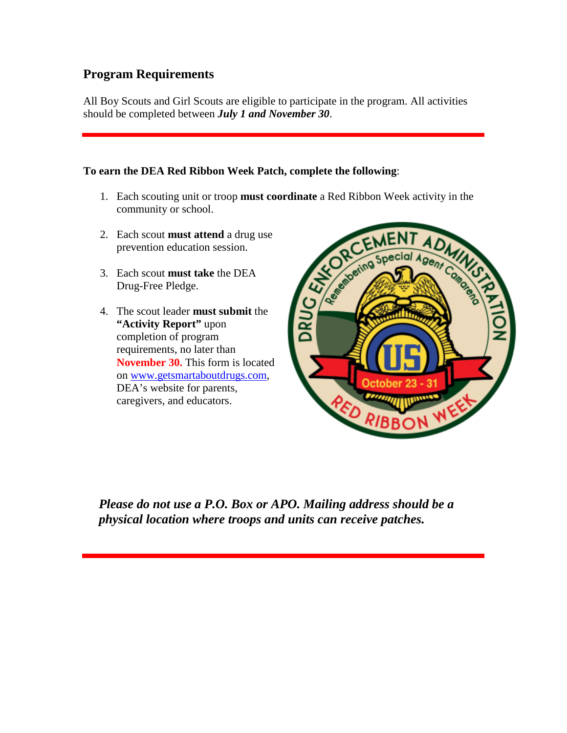## Program Requirements

All Boy Scouts and Girl Scouts are eligible to participate in the program. All activities should be completed between ***July 1 and November 30***.

**To earn the DEA Red Ribbon Week Patch, complete the following**:

1. Each scouting unit or troop **must coordinate** a Red Ribbon Week activity in the community or school.
2. Each scout **must attend** a drug use prevention education session.
3. Each scout **must take** the DEA Drug-Free Pledge.
4. The scout leader **must submit** the **"Activity Report"** upon completion of program requirements, no later than **November 30.** This form is located on www.getsmartaboutdrugs.com, DEA's website for parents, caregivers, and educators.

***Please do not use a P.O. Box or APO. Mailing address should be a physical location where troops and units can receive patches.***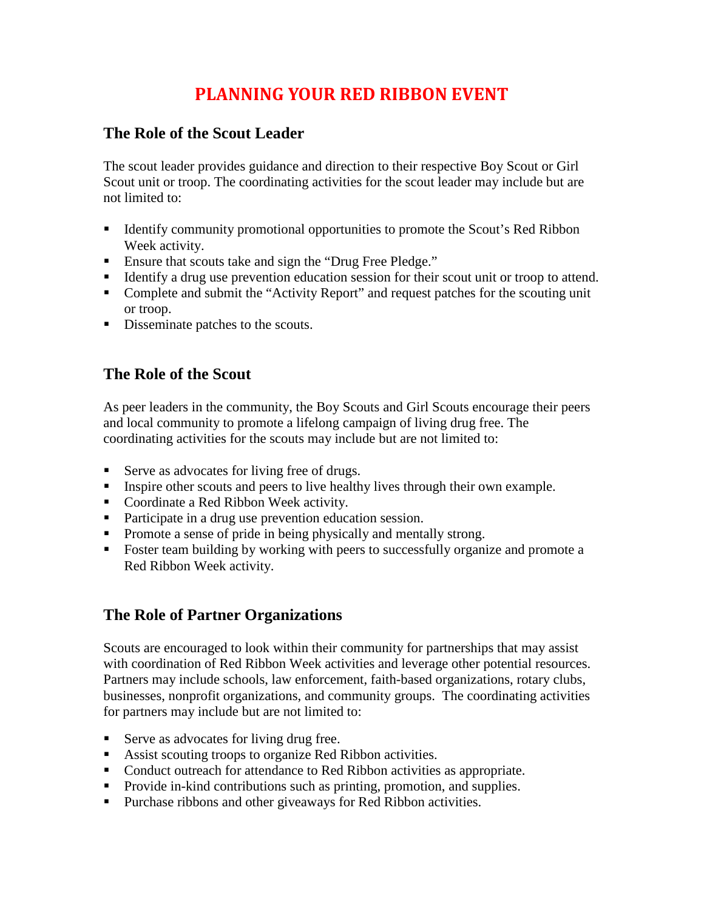# PLANNING YOUR RED RIBBON EVENT

## The Role of the Scout Leader

The scout leader provides guidance and direction to their respective Boy Scout or Girl Scout unit or troop. The coordinating activities for the scout leader may include but are not limited to:

- Identify community promotional opportunities to promote the Scout's Red Ribbon Week activity.
- Ensure that scouts take and sign the "Drug Free Pledge."
- Identify a drug use prevention education session for their scout unit or troop to attend.
- Complete and submit the "Activity Report" and request patches for the scouting unit or troop.
- Disseminate patches to the scouts.

## The Role of the Scout

As peer leaders in the community, the Boy Scouts and Girl Scouts encourage their peers and local community to promote a lifelong campaign of living drug free. The coordinating activities for the scouts may include but are not limited to:

- Serve as advocates for living free of drugs.
- Inspire other scouts and peers to live healthy lives through their own example.
- Coordinate a Red Ribbon Week activity.
- Participate in a drug use prevention education session.
- Promote a sense of pride in being physically and mentally strong.
- Foster team building by working with peers to successfully organize and promote a Red Ribbon Week activity.

## The Role of Partner Organizations

Scouts are encouraged to look within their community for partnerships that may assist with coordination of Red Ribbon Week activities and leverage other potential resources. Partners may include schools, law enforcement, faith-based organizations, rotary clubs, businesses, nonprofit organizations, and community groups. The coordinating activities for partners may include but are not limited to:

- Serve as advocates for living drug free.
- Assist scouting troops to organize Red Ribbon activities.
- Conduct outreach for attendance to Red Ribbon activities as appropriate.
- Provide in-kind contributions such as printing, promotion, and supplies.
- Purchase ribbons and other giveaways for Red Ribbon activities.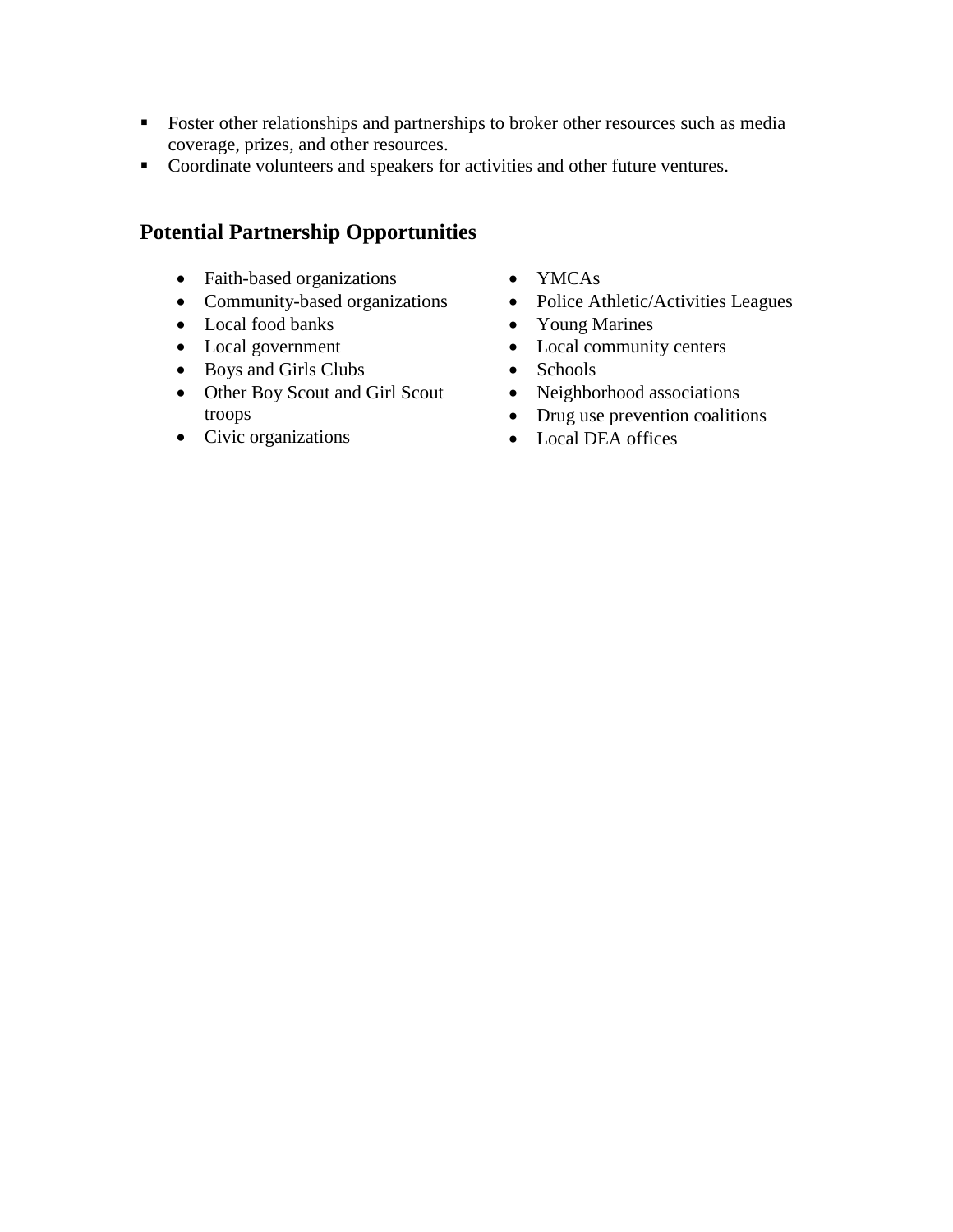- Foster other relationships and partnerships to broker other resources such as media coverage, prizes, and other resources.
- Coordinate volunteers and speakers for activities and other future ventures.

## Potential Partnership Opportunities

- Faith-based organizations
- Community-based organizations
- Local food banks
- Local government
- Boys and Girls Clubs
- Other Boy Scout and Girl Scout troops
- Civic organizations
- YMCAs
- Police Athletic/Activities Leagues
- Young Marines
- Local community centers
- Schools
- Neighborhood associations
- Drug use prevention coalitions
- Local DEA offices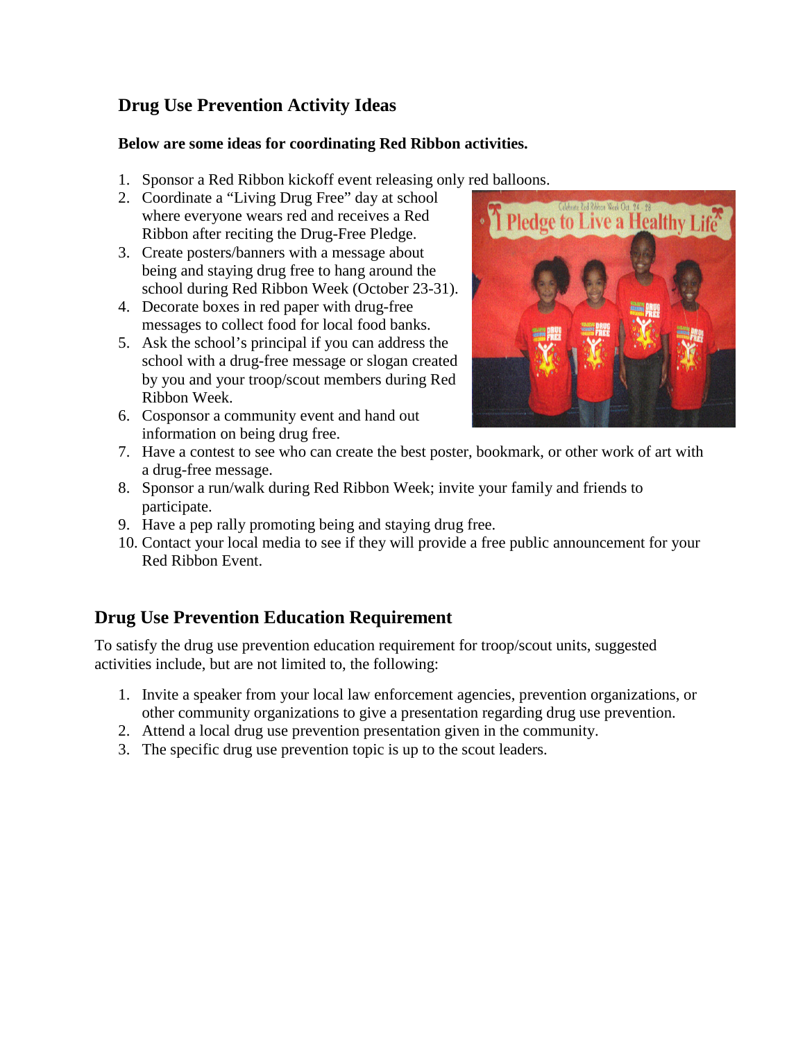## Drug Use Prevention Activity Ideas

**Below are some ideas for coordinating Red Ribbon activities.**

1. Sponsor a Red Ribbon kickoff event releasing only red balloons.
2. Coordinate a "Living Drug Free" day at school where everyone wears red and receives a Red Ribbon after reciting the Drug-Free Pledge.
3. Create posters/banners with a message about being and staying drug free to hang around the school during Red Ribbon Week (October 23-31).
4. Decorate boxes in red paper with drug-free messages to collect food for local food banks.
5. Ask the school's principal if you can address the school with a drug-free message or slogan created by you and your troop/scout members during Red Ribbon Week.
6. Cosponsor a community event and hand out information on being drug free.
7. Have a contest to see who can create the best poster, bookmark, or other work of art with a drug-free message.
8. Sponsor a run/walk during Red Ribbon Week; invite your family and friends to participate.
9. Have a pep rally promoting being and staying drug free.
10. Contact your local media to see if they will provide a free public announcement for your Red Ribbon Event.

## Drug Use Prevention Education Requirement

To satisfy the drug use prevention education requirement for troop/scout units, suggested activities include, but are not limited to, the following:

1. Invite a speaker from your local law enforcement agencies, prevention organizations, or other community organizations to give a presentation regarding drug use prevention.
2. Attend a local drug use prevention presentation given in the community.
3. The specific drug use prevention topic is up to the scout leaders.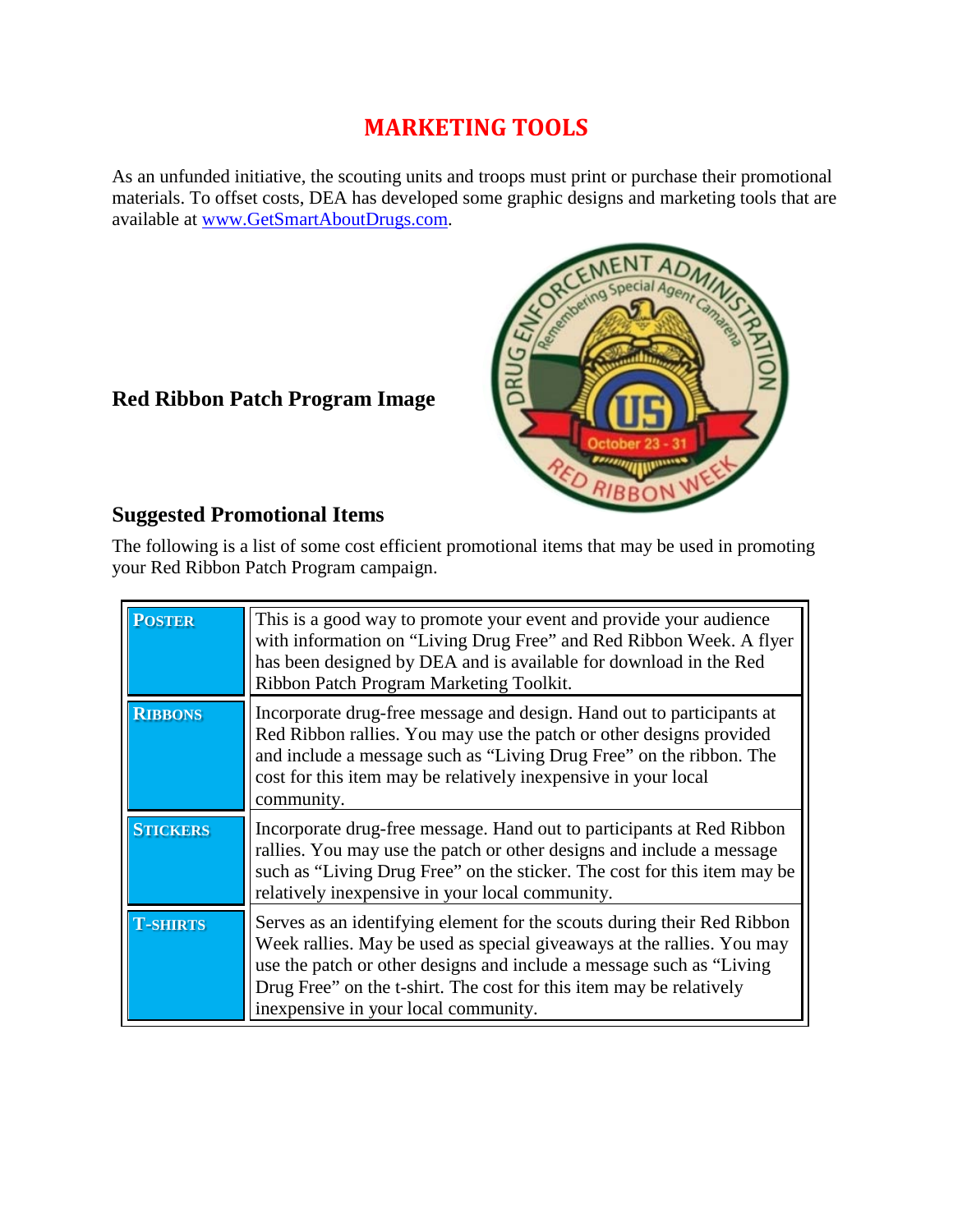# MARKETING TOOLS

As an unfunded initiative, the scouting units and troops must print or purchase their promotional materials. To offset costs, DEA has developed some graphic designs and marketing tools that are available at [www.GetSmartAboutDrugs.com](www.GetSmartAboutDrugs.com).

### Red Ribbon Patch Program Image

### Suggested Promotional Items

The following is a list of some cost efficient promotional items that may be used in promoting your Red Ribbon Patch Program campaign.

| | |
|---|---|
| **POSTER** | This is a good way to promote your event and provide your audience with information on "Living Drug Free" and Red Ribbon Week. A flyer has been designed by DEA and is available for download in the Red Ribbon Patch Program Marketing Toolkit. |
| **RIBBONS** | Incorporate drug-free message and design. Hand out to participants at Red Ribbon rallies. You may use the patch or other designs provided and include a message such as "Living Drug Free" on the ribbon. The cost for this item may be relatively inexpensive in your local community. |
| **STICKERS** | Incorporate drug-free message. Hand out to participants at Red Ribbon rallies. You may use the patch or other designs and include a message such as "Living Drug Free" on the sticker. The cost for this item may be relatively inexpensive in your local community. |
| **T-SHIRTS** | Serves as an identifying element for the scouts during their Red Ribbon Week rallies. May be used as special giveaways at the rallies. You may use the patch or other designs and include a message such as "Living Drug Free" on the t-shirt. The cost for this item may be relatively inexpensive in your local community. |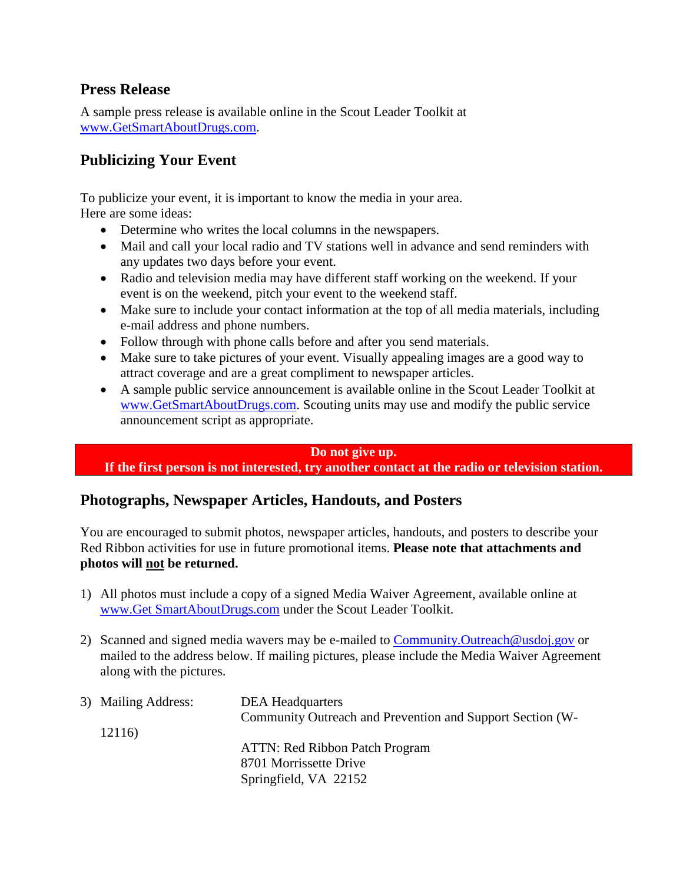## Press Release

A sample press release is available online in the Scout Leader Toolkit at www.GetSmartAboutDrugs.com.

## Publicizing Your Event

To publicize your event, it is important to know the media in your area.
Here are some ideas:

- Determine who writes the local columns in the newspapers.
- Mail and call your local radio and TV stations well in advance and send reminders with any updates two days before your event.
- Radio and television media may have different staff working on the weekend. If your event is on the weekend, pitch your event to the weekend staff.
- Make sure to include your contact information at the top of all media materials, including e-mail address and phone numbers.
- Follow through with phone calls before and after you send materials.
- Make sure to take pictures of your event. Visually appealing images are a good way to attract coverage and are a great compliment to newspaper articles.
- A sample public service announcement is available online in the Scout Leader Toolkit at www.GetSmartAboutDrugs.com. Scouting units may use and modify the public service announcement script as appropriate.

**Do not give up.**
**If the first person is not interested, try another contact at the radio or television station.**

## Photographs, Newspaper Articles, Handouts, and Posters

You are encouraged to submit photos, newspaper articles, handouts, and posters to describe your Red Ribbon activities for use in future promotional items. **Please note that attachments and photos will <u>not</u> be returned.**

1) All photos must include a copy of a signed Media Waiver Agreement, available online at www.Get SmartAboutDrugs.com under the Scout Leader Toolkit.

2) Scanned and signed media wavers may be e-mailed to Community.Outreach@usdoj.gov or mailed to the address below. If mailing pictures, please include the Media Waiver Agreement along with the pictures.

3) Mailing Address:

   DEA Headquarters
   Community Outreach and Prevention and Support Section (W-12116)
   ATTN: Red Ribbon Patch Program
   8701 Morrissette Drive
   Springfield, VA 22152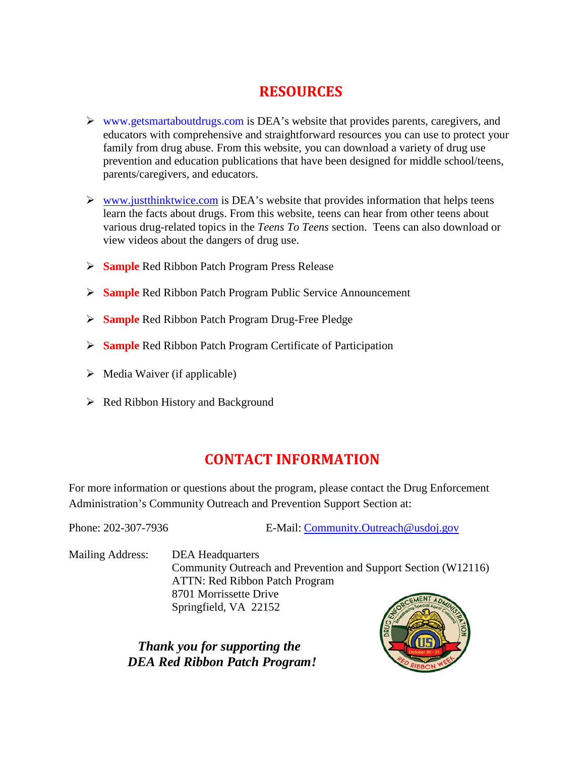## RESOURCES

- www.getsmartaboutdrugs.com is DEA's website that provides parents, caregivers, and educators with comprehensive and straightforward resources you can use to protect your family from drug abuse. From this website, you can download a variety of drug use prevention and education publications that have been designed for middle school/teens, parents/caregivers, and educators.
- www.justthinktwice.com is DEA's website that provides information that helps teens learn the facts about drugs. From this website, teens can hear from other teens about various drug-related topics in the *Teens To Teens* section. Teens can also download or view videos about the dangers of drug use.
- **Sample** Red Ribbon Patch Program Press Release
- **Sample** Red Ribbon Patch Program Public Service Announcement
- **Sample** Red Ribbon Patch Program Drug-Free Pledge
- **Sample** Red Ribbon Patch Program Certificate of Participation
- Media Waiver (if applicable)
- Red Ribbon History and Background

## CONTACT INFORMATION

For more information or questions about the program, please contact the Drug Enforcement Administration's Community Outreach and Prevention Support Section at:

Phone: 202-307-7936 E-Mail: Community.Outreach@usdoj.gov

Mailing Address: DEA Headquarters
Community Outreach and Prevention and Support Section (W12116)
ATTN: Red Ribbon Patch Program
8701 Morrissette Drive
Springfield, VA 22152

***Thank you for supporting the DEA Red Ribbon Patch Program!***